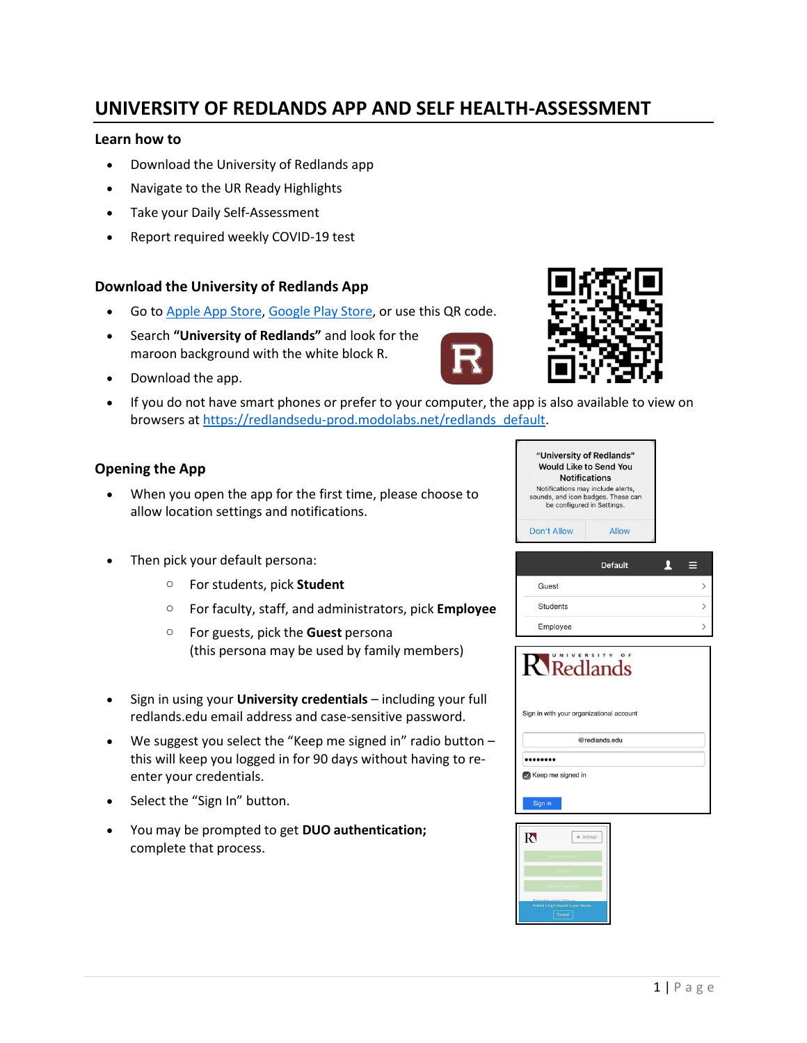# UNIVERSITY OF REDLANDS APP AND SELF HEALTH-ASSESSMENT

### Learn how to

- Download the University of Redlands app
- Navigate to the UR Ready Highlights
- Take your Daily Self-Assessment
- Report required weekly COVID-19 test

## Download the University of Redlands App

- Go to Apple App Store, Google Play Store, or use this QR code.
- Search **"University of Redlands"** and look for the maroon background with the white block R.
- Download the app.
- If you do not have smart phones or prefer to your computer, the app is also available to view on browsers at https://redlandsedu-prod.modolabs.net/redlands_default.

## Opening the App

- When you open the app for the first time, please choose to allow location settings and notifications.
- Then pick your default persona:
  - For students, pick **Student**
  - For faculty, staff, and administrators, pick **Employee**
  - For guests, pick the **Guest** persona (this persona may be used by family members)
- Sign in using your **University credentials** – including your full redlands.edu email address and case-sensitive password.
- We suggest you select the "Keep me signed in" radio button – this will keep you logged in for 90 days without having to re-enter your credentials.
- Select the "Sign In" button.
- You may be prompted to get **DUO authentication;** complete that process.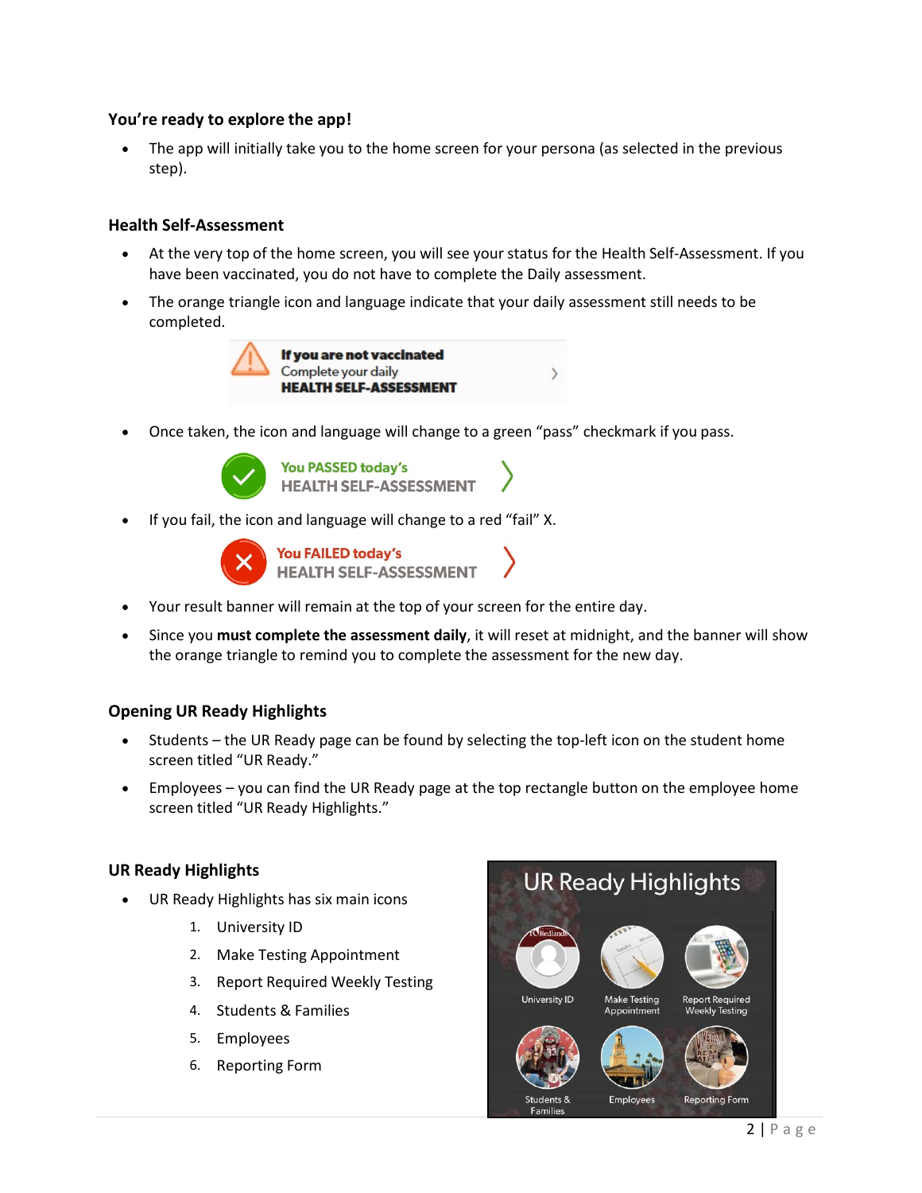### You're ready to explore the app!

- The app will initially take you to the home screen for your persona (as selected in the previous step).

### Health Self-Assessment

- At the very top of the home screen, you will see your status for the Health Self-Assessment. If you have been vaccinated, you do not have to complete the Daily assessment.
- The orange triangle icon and language indicate that your daily assessment still needs to be completed.

**If you are not vaccinated**
Complete your daily
**HEALTH SELF-ASSESSMENT**

- Once taken, the icon and language will change to a green "pass" checkmark if you pass.

You PASSED today's
HEALTH SELF-ASSESSMENT

- If you fail, the icon and language will change to a red "fail" X.

You FAILED today's
HEALTH SELF-ASSESSMENT

- Your result banner will remain at the top of your screen for the entire day.
- Since you **must complete the assessment daily**, it will reset at midnight, and the banner will show the orange triangle to remind you to complete the assessment for the new day.

### Opening UR Ready Highlights

- Students – the UR Ready page can be found by selecting the top-left icon on the student home screen titled "UR Ready."
- Employees – you can find the UR Ready page at the top rectangle button on the employee home screen titled "UR Ready Highlights."

### UR Ready Highlights

- UR Ready Highlights has six main icons
  1. University ID
  2. Make Testing Appointment
  3. Report Required Weekly Testing
  4. Students & Families
  5. Employees
  6. Reporting Form

UR Ready Highlights

University ID | Make Testing Appointment | Report Required Weekly Testing | Students & Families | Employees | Reporting Form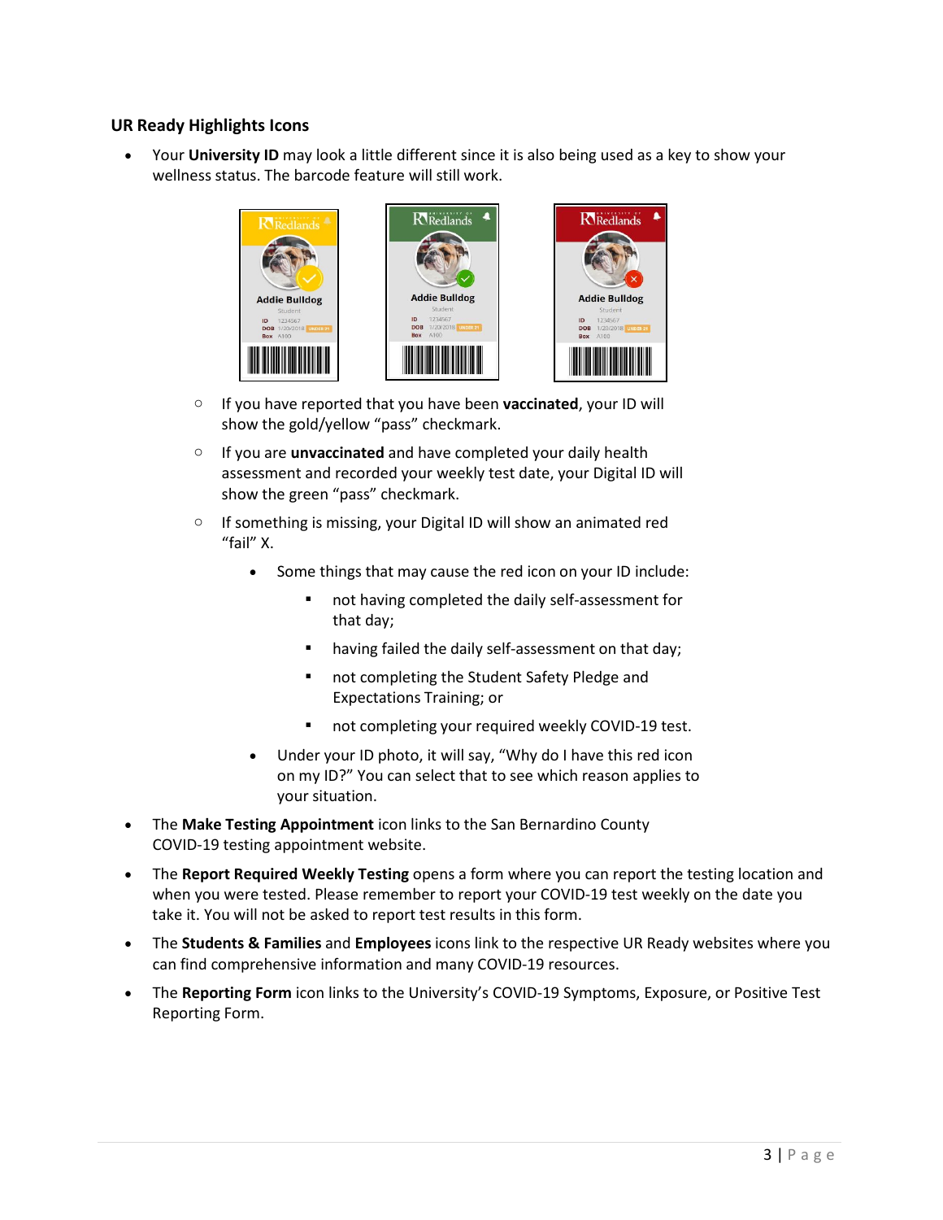### UR Ready Highlights Icons

- Your **University ID** may look a little different since it is also being used as a key to show your wellness status. The barcode feature will still work.
    - If you have reported that you have been **vaccinated**, your ID will show the gold/yellow "pass" checkmark.
    - If you are **unvaccinated** and have completed your daily health assessment and recorded your weekly test date, your Digital ID will show the green "pass" checkmark.
    - If something is missing, your Digital ID will show an animated red "fail" X.
        - Some things that may cause the red icon on your ID include:
            - not having completed the daily self-assessment for that day;
            - having failed the daily self-assessment on that day;
            - not completing the Student Safety Pledge and Expectations Training; or
            - not completing your required weekly COVID-19 test.
        - Under your ID photo, it will say, "Why do I have this red icon on my ID?" You can select that to see which reason applies to your situation.
- The **Make Testing Appointment** icon links to the San Bernardino County COVID-19 testing appointment website.
- The **Report Required Weekly Testing** opens a form where you can report the testing location and when you were tested. Please remember to report your COVID-19 test weekly on the date you take it. You will not be asked to report test results in this form.
- The **Students & Families** and **Employees** icons link to the respective UR Ready websites where you can find comprehensive information and many COVID-19 resources.
- The **Reporting Form** icon links to the University's COVID-19 Symptoms, Exposure, or Positive Test Reporting Form.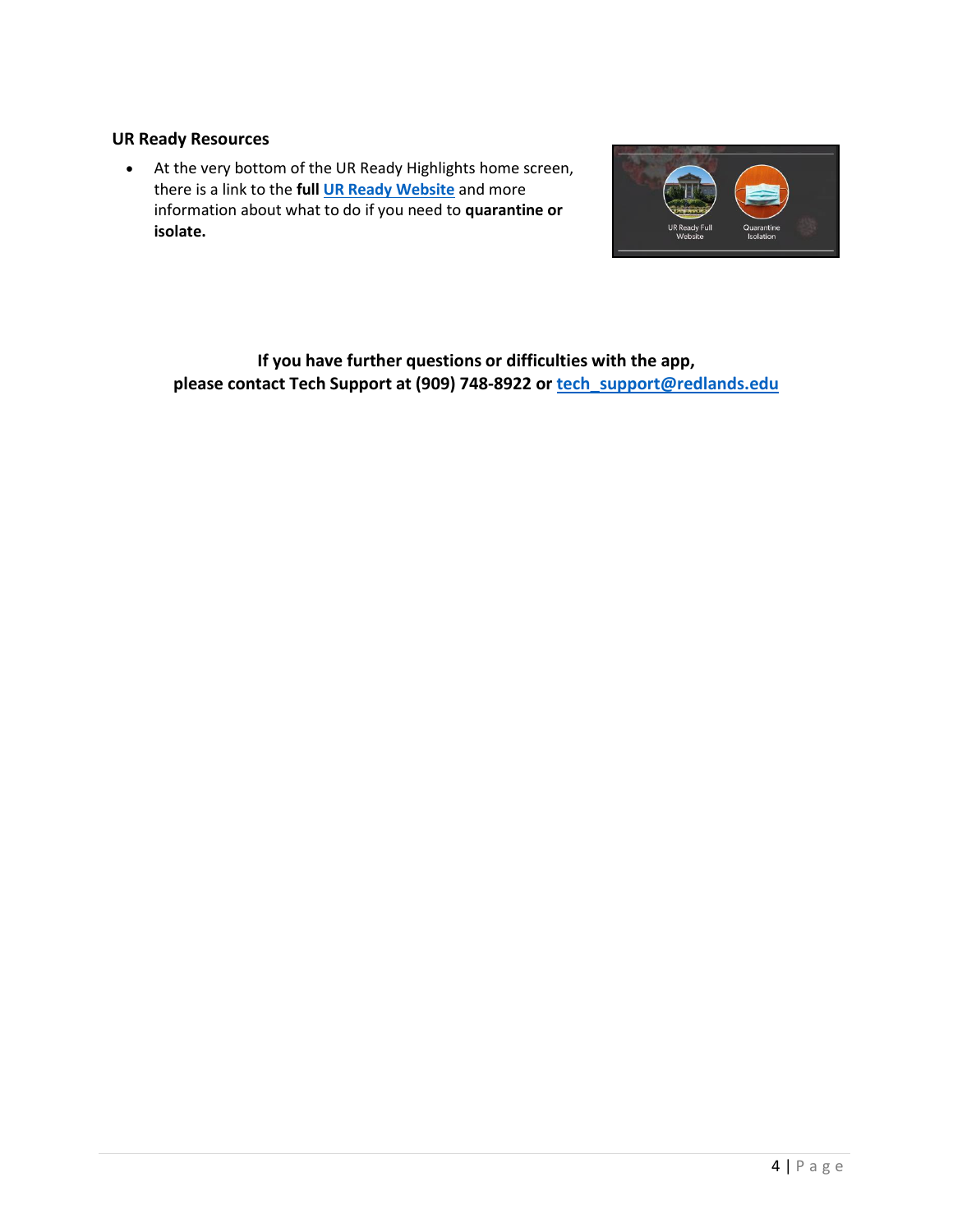### UR Ready Resources

- At the very bottom of the UR Ready Highlights home screen, there is a link to the **full** **UR Ready Website** and more information about what to do if you need to **quarantine or isolate.**

**If you have further questions or difficulties with the app, please contact Tech Support at (909) 748-8922 or tech_support@redlands.edu**